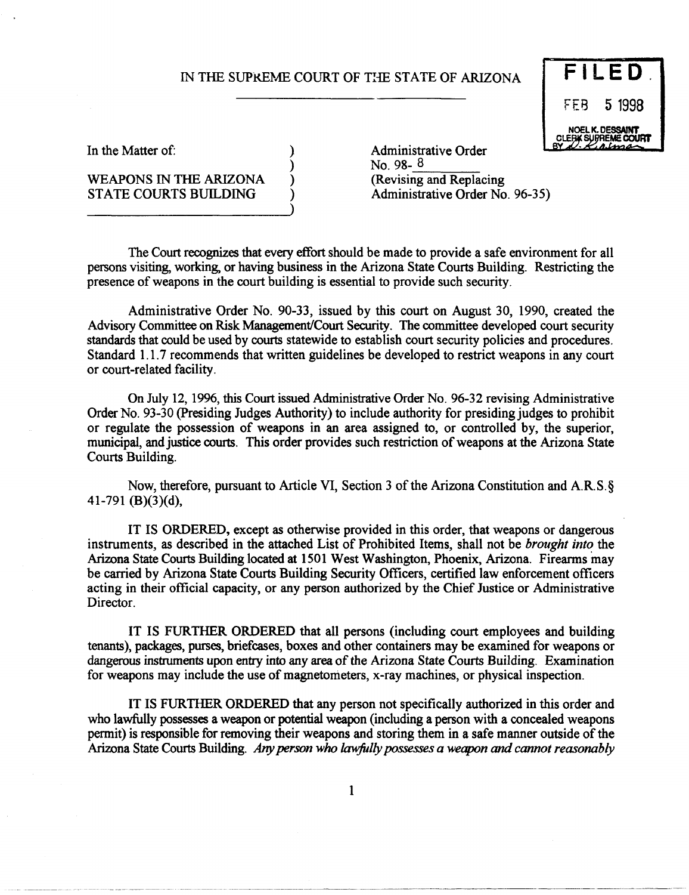IN THE SUPREME COURT OF THE STATE OF ARIZONA

**FILED**
FEB 5 1998
NOEL K. DESSAINT
CLERK SUPREME COURT
BY

In the Matter of:

WEAPONS IN THE ARIZONA STATE COURTS BUILDING

Administrative Order
No. 98- 8
(Revising and Replacing Administrative Order No. 96-35)

The Court recognizes that every effort should be made to provide a safe environment for all persons visiting, working, or having business in the Arizona State Courts Building. Restricting the presence of weapons in the court building is essential to provide such security.

Administrative Order No. 90-33, issued by this court on August 30, 1990, created the Advisory Committee on Risk Management/Court Security. The committee developed court security standards that could be used by courts statewide to establish court security policies and procedures. Standard 1.1.7 recommends that written guidelines be developed to restrict weapons in any court or court-related facility.

On July 12, 1996, this Court issued Administrative Order No. 96-32 revising Administrative Order No. 93-30 (Presiding Judges Authority) to include authority for presiding judges to prohibit or regulate the possession of weapons in an area assigned to, or controlled by, the superior, municipal, and justice courts. This order provides such restriction of weapons at the Arizona State Courts Building.

Now, therefore, pursuant to Article VI, Section 3 of the Arizona Constitution and A.R.S.§ 41-791 (B)(3)(d),

IT IS ORDERED, except as otherwise provided in this order, that weapons or dangerous instruments, as described in the attached List of Prohibited Items, shall not be *brought into* the Arizona State Courts Building located at 1501 West Washington, Phoenix, Arizona. Firearms may be carried by Arizona State Courts Building Security Officers, certified law enforcement officers acting in their official capacity, or any person authorized by the Chief Justice or Administrative Director.

IT IS FURTHER ORDERED that all persons (including court employees and building tenants), packages, purses, briefcases, boxes and other containers may be examined for weapons or dangerous instruments upon entry into any area of the Arizona State Courts Building. Examination for weapons may include the use of magnetometers, x-ray machines, or physical inspection.

IT IS FURTHER ORDERED that any person not specifically authorized in this order and who lawfully possesses a weapon or potential weapon (including a person with a concealed weapons permit) is responsible for removing their weapons and storing them in a safe manner outside of the Arizona State Courts Building. *Any person who lawfully possesses a weapon and cannot reasonably*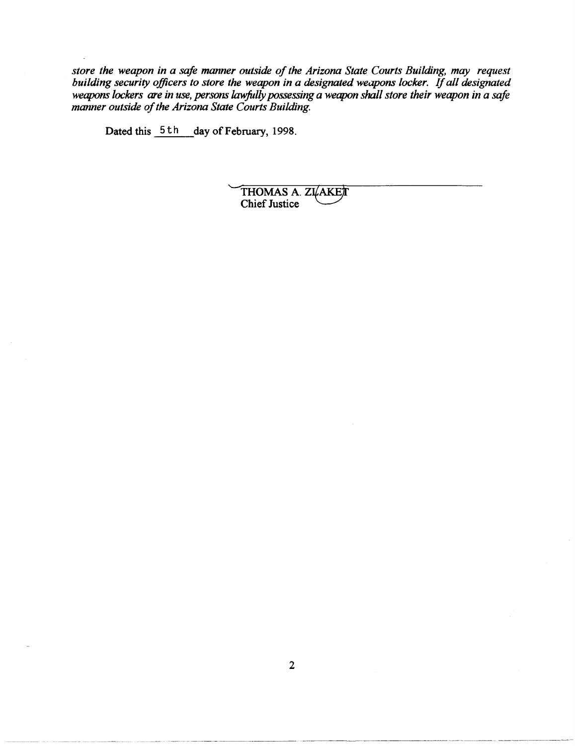*store the weapon in a safe manner outside of the Arizona State Courts Building, may request building security officers to store the weapon in a designated weapons locker. If all designated weapons lockers are in use, persons lawfully possessing a weapon shall store their weapon in a safe manner outside of the Arizona State Courts Building.*

Dated this 5th day of February, 1998.

THOMAS A. ZLAKET
Chief Justice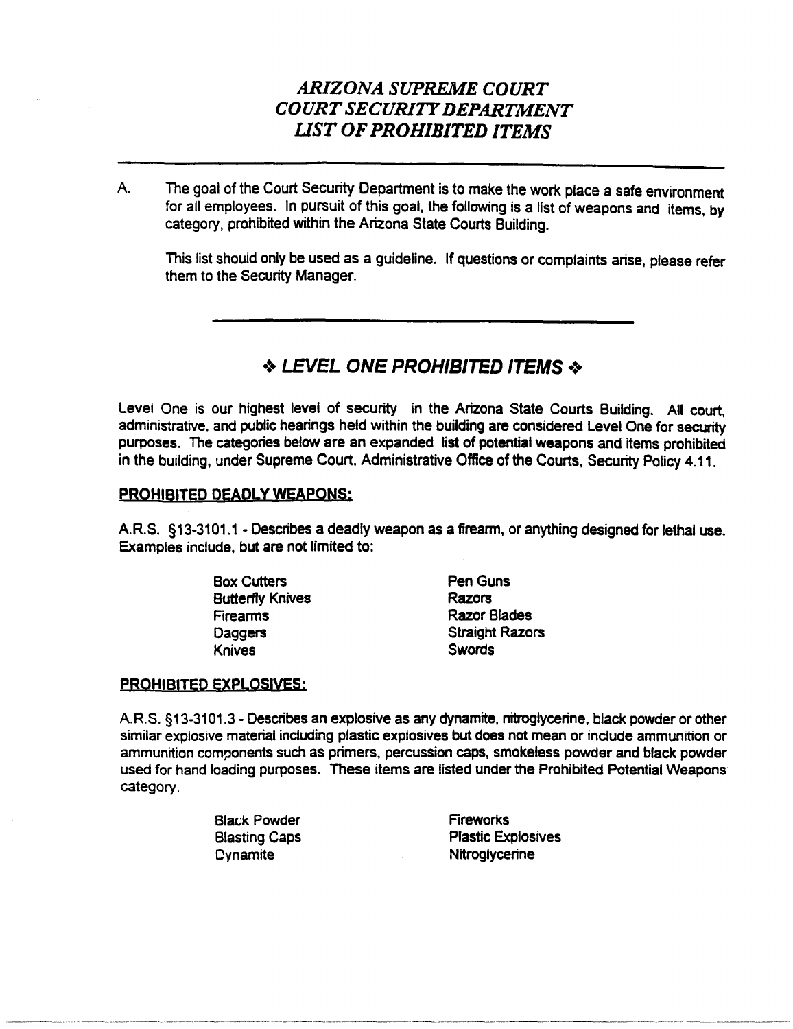# *ARIZONA SUPREME COURT*
# *COURT SECURITY DEPARTMENT*
# *LIST OF PROHIBITED ITEMS*

---

A. The goal of the Court Security Department is to make the work place a safe environment for all employees. In pursuit of this goal, the following is a list of weapons and items, by category, prohibited within the Arizona State Courts Building.

This list should only be used as a guideline. If questions or complaints arise, please refer them to the Security Manager.

---

## ❖ *LEVEL ONE PROHIBITED ITEMS* ❖

Level One is our highest level of security in the Arizona State Courts Building. All court, administrative, and public hearings held within the building are considered Level One for security purposes. The categories below are an expanded list of potential weapons and items prohibited in the building, under Supreme Court, Administrative Office of the Courts, Security Policy 4.11.

### PROHIBITED DEADLY WEAPONS:

A.R.S. §13-3101.1 - Describes a deadly weapon as a firearm, or anything designed for lethal use. Examples include, but are not limited to:

- Box Cutters
- Butterfly Knives
- Firearms
- Daggers
- Knives
- Pen Guns
- Razors
- Razor Blades
- Straight Razors
- Swords

### PROHIBITED EXPLOSIVES:

A.R.S. §13-3101.3 - Describes an explosive as any dynamite, nitroglycerine, black powder or other similar explosive material including plastic explosives but does not mean or include ammunition or ammunition components such as primers, percussion caps, smokeless powder and black powder used for hand loading purposes. These items are listed under the Prohibited Potential Weapons category.

- Black Powder
- Blasting Caps
- Dynamite
- Fireworks
- Plastic Explosives
- Nitroglycerine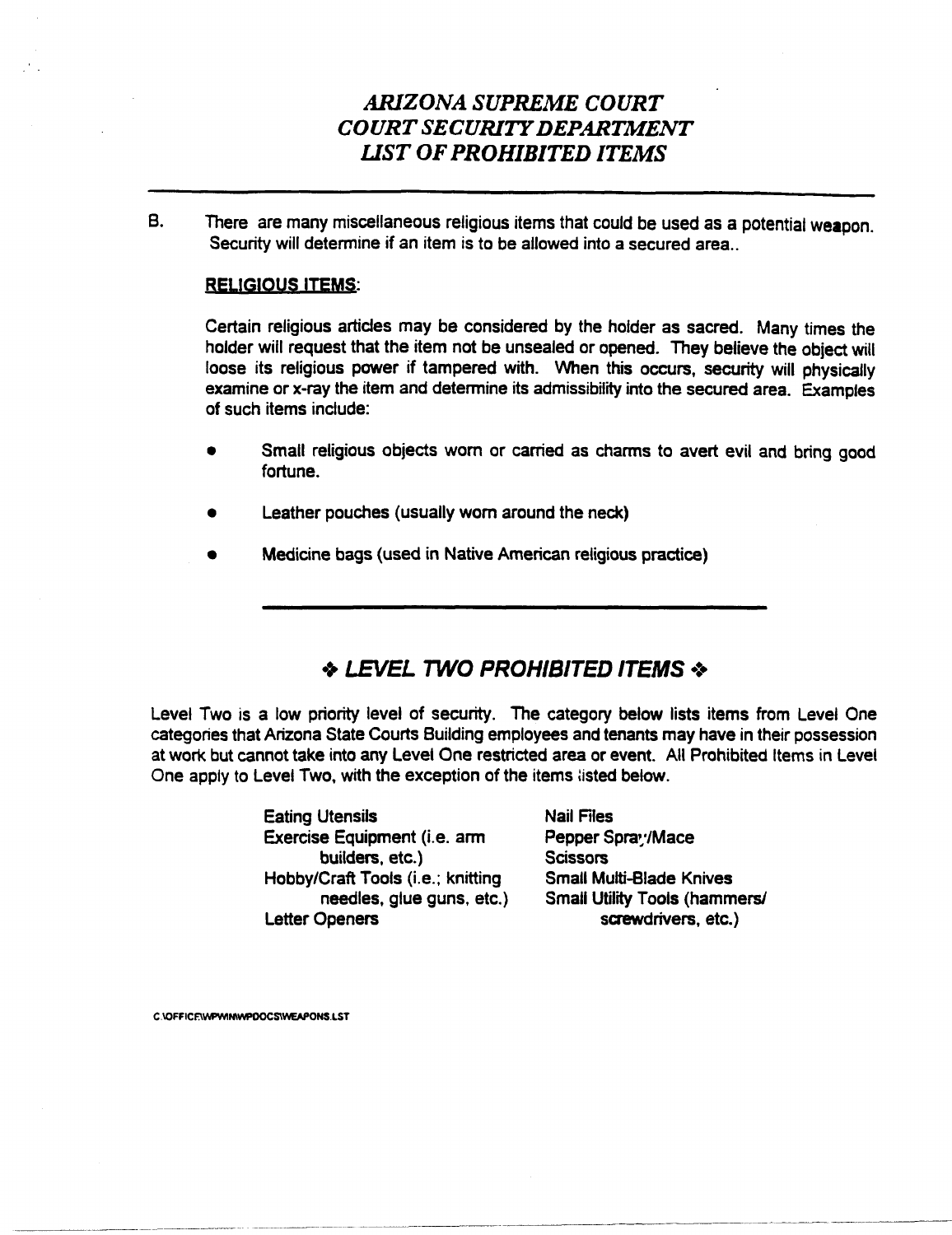# *ARIZONA SUPREME COURT*
# *COURT SECURITY DEPARTMENT*
# *LIST OF PROHIBITED ITEMS*

---

B. There are many miscellaneous religious items that could be used as a potential weapon. Security will determine if an item is to be allowed into a secured area..

**RELIGIOUS ITEMS**:

Certain religious articles may be considered by the holder as sacred. Many times the holder will request that the item not be unsealed or opened. They believe the object will loose its religious power if tampered with. When this occurs, security will physically examine or x-ray the item and determine its admissibility into the secured area. Examples of such items include:

- Small religious objects worn or carried as charms to avert evil and bring good fortune.
- Leather pouches (usually worn around the neck)
- Medicine bags (used in Native American religious practice)

---

## ❖ *LEVEL TWO PROHIBITED ITEMS* ❖

Level Two is a low priority level of security. The category below lists items from Level One categories that Arizona State Courts Building employees and tenants may have in their possession at work but cannot take into any Level One restricted area or event. All Prohibited Items in Level One apply to Level Two, with the exception of the items listed below.

- Eating Utensils
- Exercise Equipment (i.e. arm builders, etc.)
- Hobby/Craft Tools (i.e.; knitting needles, glue guns, etc.)
- Letter Openers
- Nail Files
- Pepper Spray/Mace
- Scissors
- Small Multi-Blade Knives
- Small Utility Tools (hammers/ screwdrivers, etc.)

C:\OFFICE\WPWIN\WPDOCS\WEAPONS.LST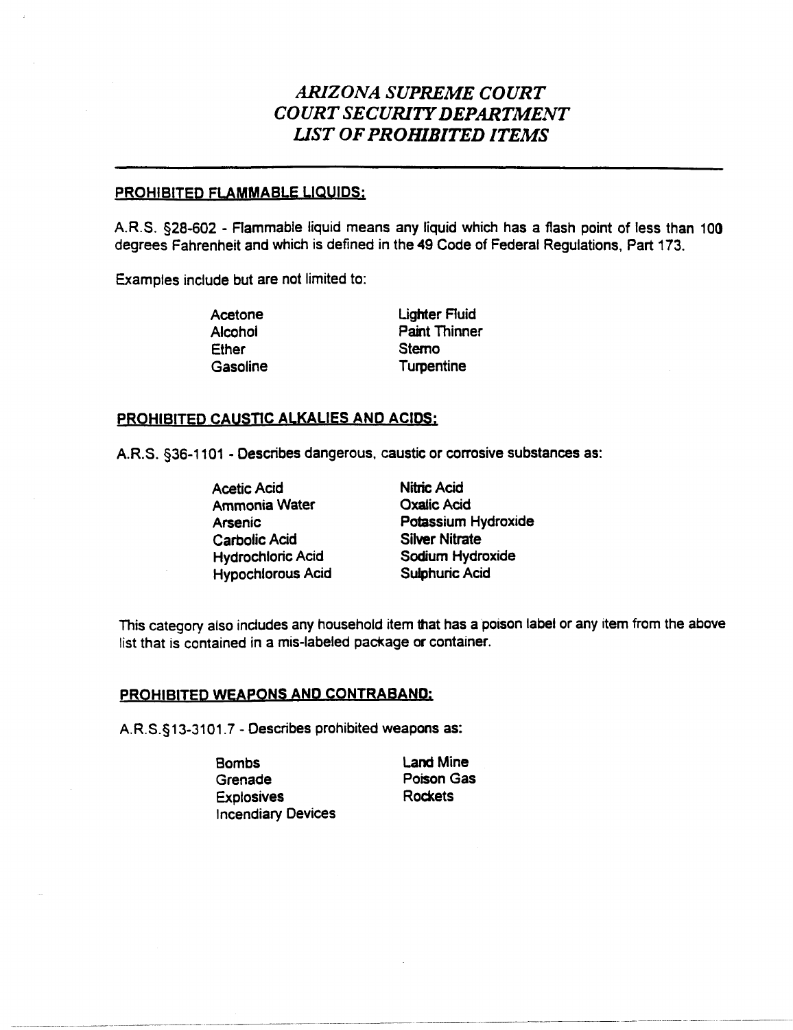# *ARIZONA SUPREME COURT*
# *COURT SECURITY DEPARTMENT*
# *LIST OF PROHIBITED ITEMS*

---

## PROHIBITED FLAMMABLE LIQUIDS:

A.R.S. §28-602 - Flammable liquid means any liquid which has a flash point of less than 100 degrees Fahrenheit and which is defined in the 49 Code of Federal Regulations, Part 173.

Examples include but are not limited to:

- Acetone
- Alcohol
- Ether
- Gasoline
- Lighter Fluid
- Paint Thinner
- Sterno
- Turpentine

## PROHIBITED CAUSTIC ALKALIES AND ACIDS:

A.R.S. §36-1101 - Describes dangerous, caustic or corrosive substances as:

- Acetic Acid
- Ammonia Water
- Arsenic
- Carbolic Acid
- Hydrochloric Acid
- Hypochlorous Acid
- Nitric Acid
- Oxalic Acid
- Potassium Hydroxide
- Silver Nitrate
- Sodium Hydroxide
- Sulphuric Acid

This category also includes any household item that has a poison label or any item from the above list that is contained in a mis-labeled package or container.

## PROHIBITED WEAPONS AND CONTRABAND:

A.R.S.§13-3101.7 - Describes prohibited weapons as:

- Bombs
- Grenade
- Explosives
- Incendiary Devices
- Land Mine
- Poison Gas
- Rockets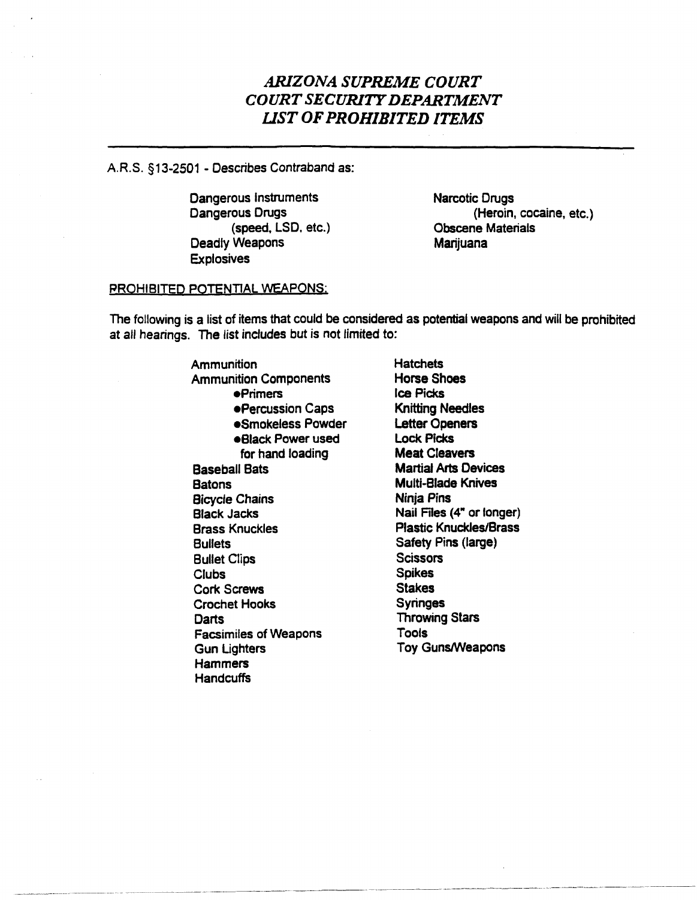# *ARIZONA SUPREME COURT*
# *COURT SECURITY DEPARTMENT*
# *LIST OF PROHIBITED ITEMS*

---

A.R.S. §13-2501 - Describes Contraband as:

- Dangerous Instruments
- Dangerous Drugs
  - (speed, LSD, etc.)
- Deadly Weapons
- Explosives
- Narcotic Drugs
  - (Heroin, cocaine, etc.)
- Obscene Materials
- Marijuana

PROHIBITED POTENTIAL WEAPONS:

The following is a list of items that could be considered as potential weapons and will be prohibited at all hearings. The list includes but is not limited to:

- Ammunition
- Ammunition Components
  - •Primers
  - •Percussion Caps
  - •Smokeless Powder
  - •Black Power used for hand loading
- Baseball Bats
- Batons
- Bicycle Chains
- Black Jacks
- Brass Knuckles
- Bullets
- Bullet Clips
- Clubs
- Cork Screws
- Crochet Hooks
- Darts
- Facsimiles of Weapons
- Gun Lighters
- Hammers
- Handcuffs
- Hatchets
- Horse Shoes
- Ice Picks
- Knitting Needles
- Letter Openers
- Lock Picks
- Meat Cleavers
- Martial Arts Devices
- Multi-Blade Knives
- Ninja Pins
- Nail Files (4" or longer)
- Plastic Knuckles/Brass
- Safety Pins (large)
- Scissors
- Spikes
- Stakes
- Syringes
- Throwing Stars
- Tools
- Toy Guns/Weapons